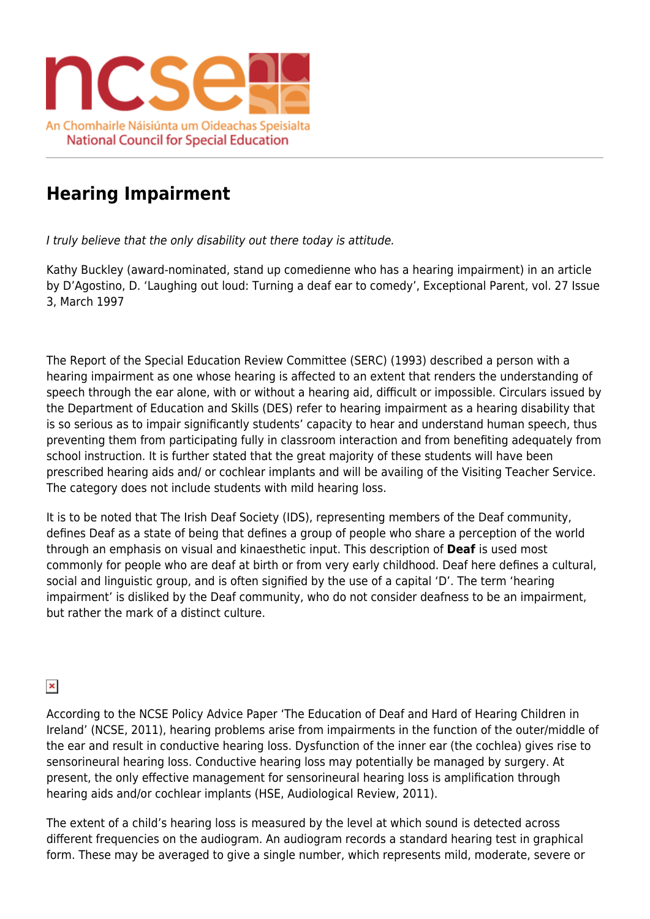# Hearing Impairment

*I truly believe that the only disability out there today is attitude.*

Kathy Buckley (award-nominated, stand up comedienne who has a hearing impairment) in an article by D'Agostino, D. 'Laughing out loud: Turning a deaf ear to comedy', Exceptional Parent, vol. 27 Issue 3, March 1997

The Report of the Special Education Review Committee (SERC) (1993) described a person with a hearing impairment as one whose hearing is affected to an extent that renders the understanding of speech through the ear alone, with or without a hearing aid, difficult or impossible. Circulars issued by the Department of Education and Skills (DES) refer to hearing impairment as a hearing disability that is so serious as to impair significantly students' capacity to hear and understand human speech, thus preventing them from participating fully in classroom interaction and from benefiting adequately from school instruction. It is further stated that the great majority of these students will have been prescribed hearing aids and/ or cochlear implants and will be availing of the Visiting Teacher Service. The category does not include students with mild hearing loss.

It is to be noted that The Irish Deaf Society (IDS), representing members of the Deaf community, defines Deaf as a state of being that defines a group of people who share a perception of the world through an emphasis on visual and kinaesthetic input. This description of **Deaf** is used most commonly for people who are deaf at birth or from very early childhood. Deaf here defines a cultural, social and linguistic group, and is often signified by the use of a capital 'D'. The term 'hearing impairment' is disliked by the Deaf community, who do not consider deafness to be an impairment, but rather the mark of a distinct culture.

According to the NCSE Policy Advice Paper 'The Education of Deaf and Hard of Hearing Children in Ireland' (NCSE, 2011), hearing problems arise from impairments in the function of the outer/middle of the ear and result in conductive hearing loss. Dysfunction of the inner ear (the cochlea) gives rise to sensorineural hearing loss. Conductive hearing loss may potentially be managed by surgery. At present, the only effective management for sensorineural hearing loss is amplification through hearing aids and/or cochlear implants (HSE, Audiological Review, 2011).

The extent of a child's hearing loss is measured by the level at which sound is detected across different frequencies on the audiogram. An audiogram records a standard hearing test in graphical form. These may be averaged to give a single number, which represents mild, moderate, severe or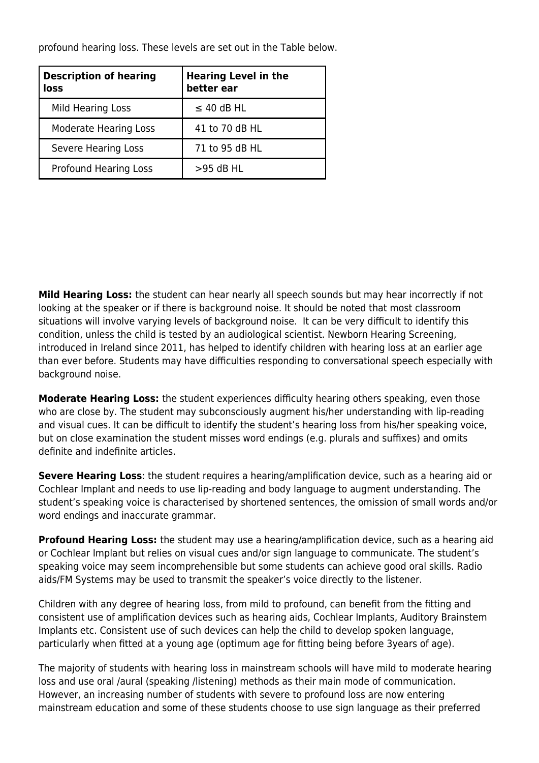profound hearing loss. These levels are set out in the Table below.

| Description of hearing loss | Hearing Level in the better ear |
| --- | --- |
| Mild Hearing Loss | ≤ 40 dB HL |
| Moderate Hearing Loss | 41 to 70 dB HL |
| Severe Hearing Loss | 71 to 95 dB HL |
| Profound Hearing Loss | >95 dB HL |

**Mild Hearing Loss:** the student can hear nearly all speech sounds but may hear incorrectly if not looking at the speaker or if there is background noise. It should be noted that most classroom situations will involve varying levels of background noise.  It can be very difficult to identify this condition, unless the child is tested by an audiological scientist. Newborn Hearing Screening, introduced in Ireland since 2011, has helped to identify children with hearing loss at an earlier age than ever before. Students may have difficulties responding to conversational speech especially with background noise.

**Moderate Hearing Loss:** the student experiences difficulty hearing others speaking, even those who are close by. The student may subconsciously augment his/her understanding with lip-reading and visual cues. It can be difficult to identify the student's hearing loss from his/her speaking voice, but on close examination the student misses word endings (e.g. plurals and suffixes) and omits definite and indefinite articles.

**Severe Hearing Loss**: the student requires a hearing/amplification device, such as a hearing aid or Cochlear Implant and needs to use lip-reading and body language to augment understanding. The student's speaking voice is characterised by shortened sentences, the omission of small words and/or word endings and inaccurate grammar.

**Profound Hearing Loss:** the student may use a hearing/amplification device, such as a hearing aid or Cochlear Implant but relies on visual cues and/or sign language to communicate. The student's speaking voice may seem incomprehensible but some students can achieve good oral skills. Radio aids/FM Systems may be used to transmit the speaker's voice directly to the listener.

Children with any degree of hearing loss, from mild to profound, can benefit from the fitting and consistent use of amplification devices such as hearing aids, Cochlear Implants, Auditory Brainstem Implants etc. Consistent use of such devices can help the child to develop spoken language, particularly when fitted at a young age (optimum age for fitting being before 3years of age).

The majority of students with hearing loss in mainstream schools will have mild to moderate hearing loss and use oral /aural (speaking /listening) methods as their main mode of communication. However, an increasing number of students with severe to profound loss are now entering mainstream education and some of these students choose to use sign language as their preferred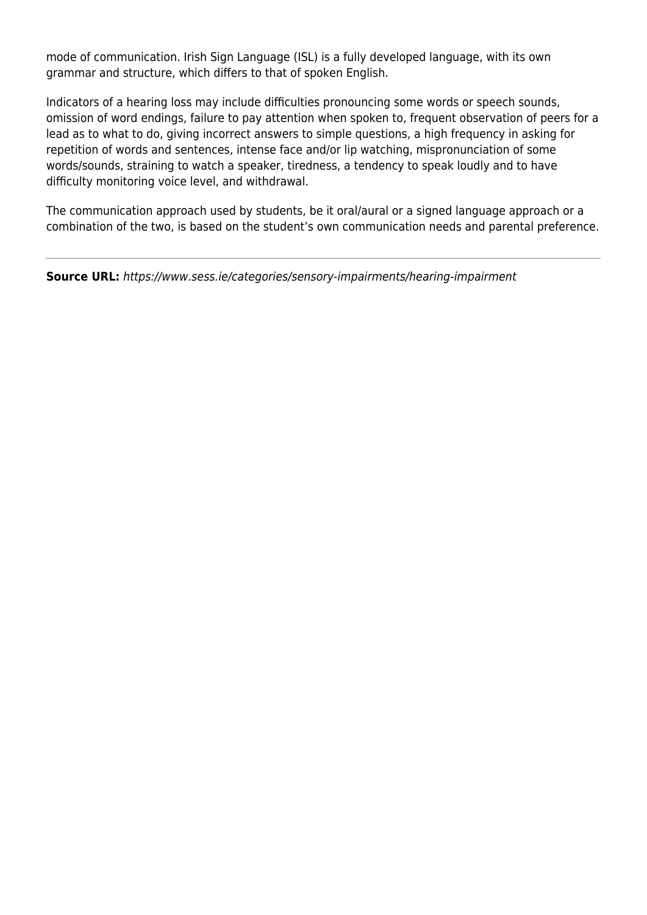mode of communication. Irish Sign Language (ISL) is a fully developed language, with its own grammar and structure, which differs to that of spoken English.

Indicators of a hearing loss may include difficulties pronouncing some words or speech sounds, omission of word endings, failure to pay attention when spoken to, frequent observation of peers for a lead as to what to do, giving incorrect answers to simple questions, a high frequency in asking for repetition of words and sentences, intense face and/or lip watching, mispronunciation of some words/sounds, straining to watch a speaker, tiredness, a tendency to speak loudly and to have difficulty monitoring voice level, and withdrawal.

The communication approach used by students, be it oral/aural or a signed language approach or a combination of the two, is based on the student's own communication needs and parental preference.

---

**Source URL:** *https://www.sess.ie/categories/sensory-impairments/hearing-impairment*